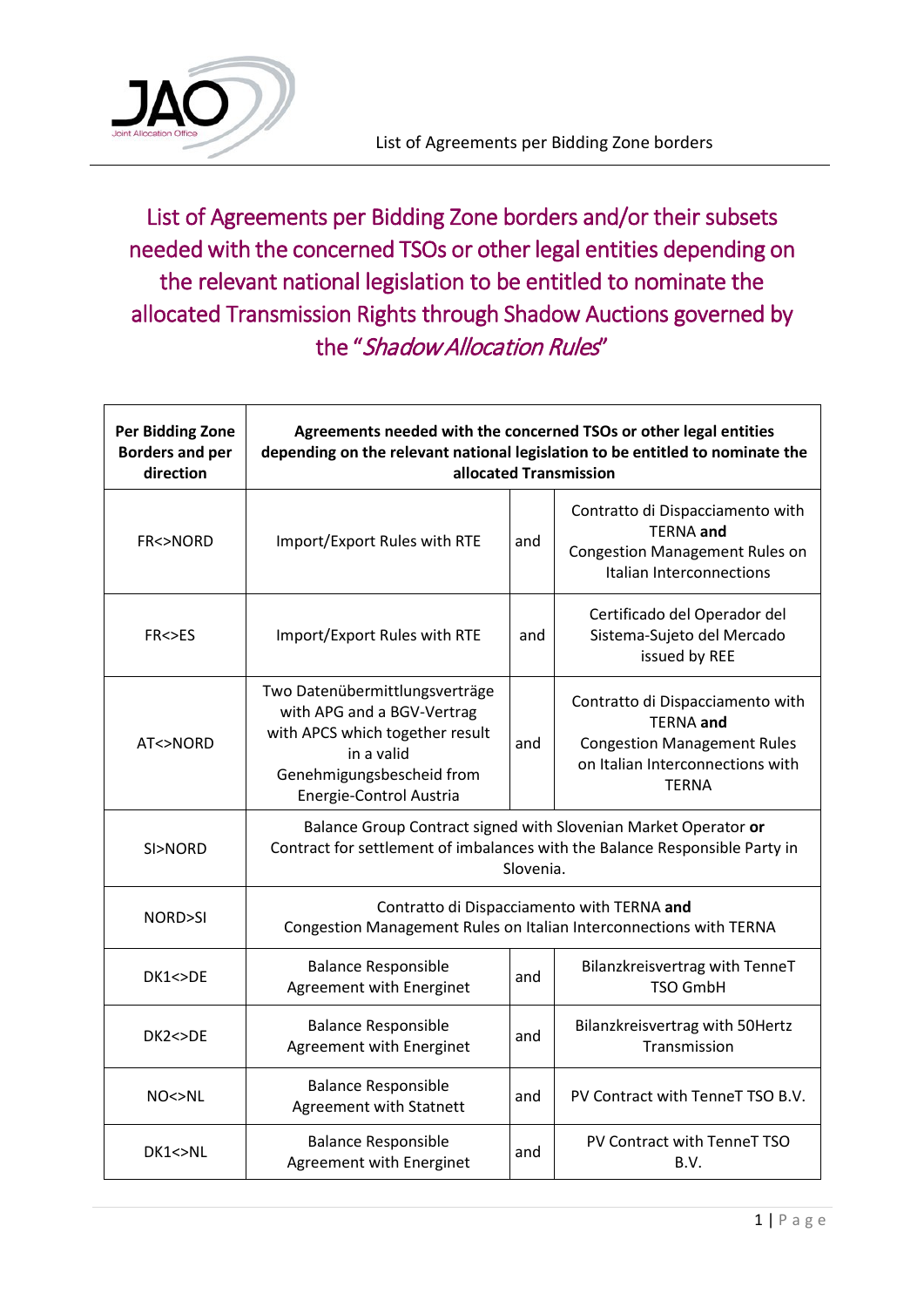# List of Agreements per Bidding Zone borders and/or their subsets needed with the concerned TSOs or other legal entities depending on the relevant national legislation to be entitled to nominate the allocated Transmission Rights through Shadow Auctions governed by the "*Shadow Allocation Rules*"

| Per Bidding Zone Borders and per direction | Agreements needed with the concerned TSOs or other legal entities depending on the relevant national legislation to be entitled to nominate the allocated Transmission | | |
|---|---|---|---|
| FR<>NORD | Import/Export Rules with RTE | and | Contratto di Dispacciamento with TERNA **and** Congestion Management Rules on Italian Interconnections |
| FR<>ES | Import/Export Rules with RTE | and | Certificado del Operador del Sistema-Sujeto del Mercado issued by REE |
| AT<>NORD | Two Datenübermittlungsverträge with APG and a BGV-Vertrag with APCS which together result in a valid Genehmigungsbescheid from Energie-Control Austria | and | Contratto di Dispacciamento with TERNA **and** Congestion Management Rules on Italian Interconnections with TERNA |
| SI>NORD | Balance Group Contract signed with Slovenian Market Operator **or** Contract for settlement of imbalances with the Balance Responsible Party in Slovenia. | | |
| NORD>SI | Contratto di Dispacciamento with TERNA **and** Congestion Management Rules on Italian Interconnections with TERNA | | |
| DK1<>DE | Balance Responsible Agreement with Energinet | and | Bilanzkreisvertrag with TenneT TSO GmbH |
| DK2<>DE | Balance Responsible Agreement with Energinet | and | Bilanzkreisvertrag with 50Hertz Transmission |
| NO<>NL | Balance Responsible Agreement with Statnett | and | PV Contract with TenneT TSO B.V. |
| DK1<>NL | Balance Responsible Agreement with Energinet | and | PV Contract with TenneT TSO B.V. |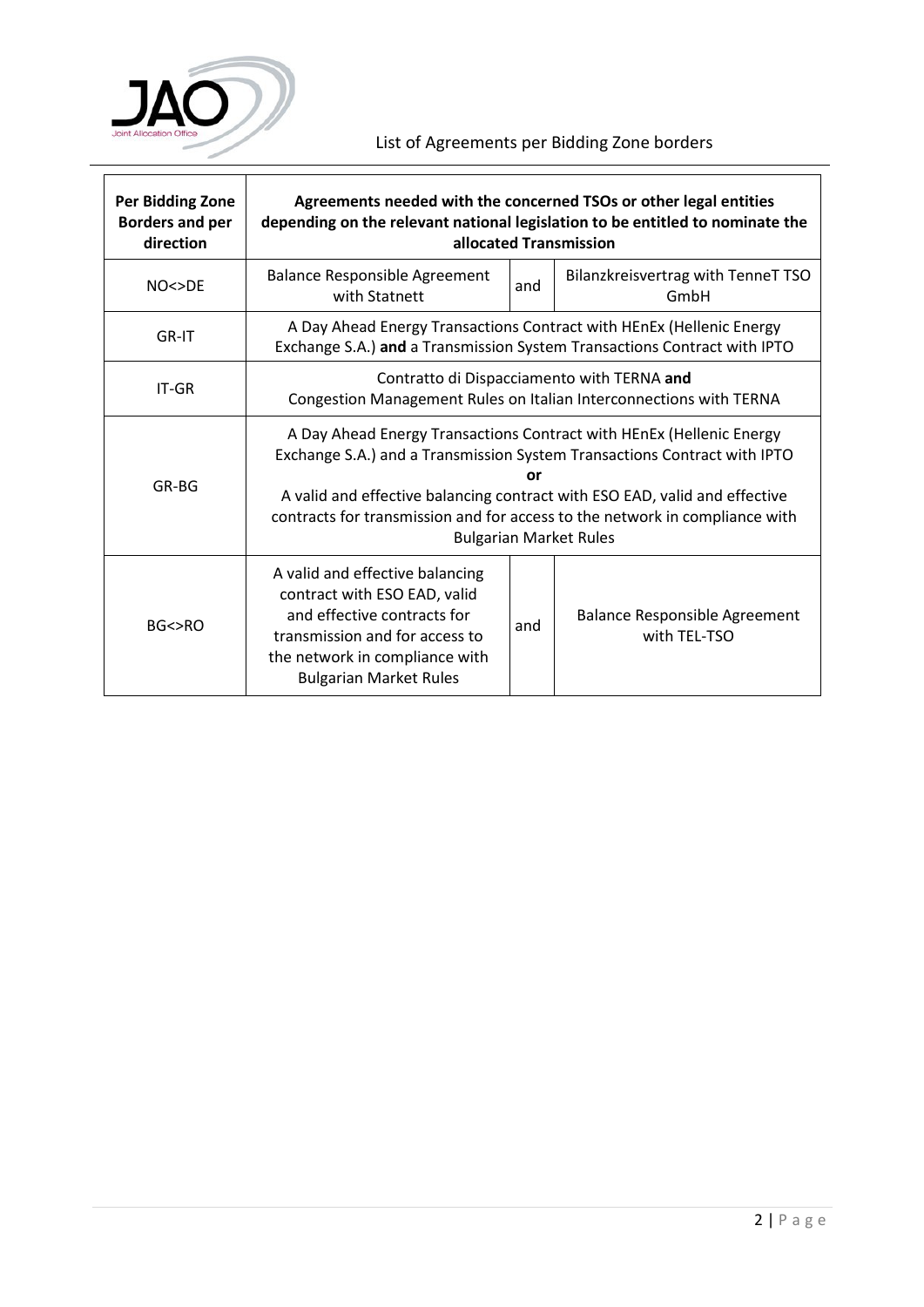| Per Bidding Zone Borders and per direction | Agreements needed with the concerned TSOs or other legal entities depending on the relevant national legislation to be entitled to nominate the allocated Transmission | | |
|---|---|---|---|
| NO<>DE | Balance Responsible Agreement with Statnett | and | Bilanzkreisvertrag with TenneT TSO GmbH |
| GR-IT | A Day Ahead Energy Transactions Contract with HEnEx (Hellenic Energy Exchange S.A.) **and** a Transmission System Transactions Contract with IPTO | | |
| IT-GR | Contratto di Dispacciamento with TERNA **and** Congestion Management Rules on Italian Interconnections with TERNA | | |
| GR-BG | A Day Ahead Energy Transactions Contract with HEnEx (Hellenic Energy Exchange S.A.) and a Transmission System Transactions Contract with IPTO **or** A valid and effective balancing contract with ESO EAD, valid and effective contracts for transmission and for access to the network in compliance with Bulgarian Market Rules | | |
| BG<>RO | A valid and effective balancing contract with ESO EAD, valid and effective contracts for transmission and for access to the network in compliance with Bulgarian Market Rules | and | Balance Responsible Agreement with TEL-TSO |